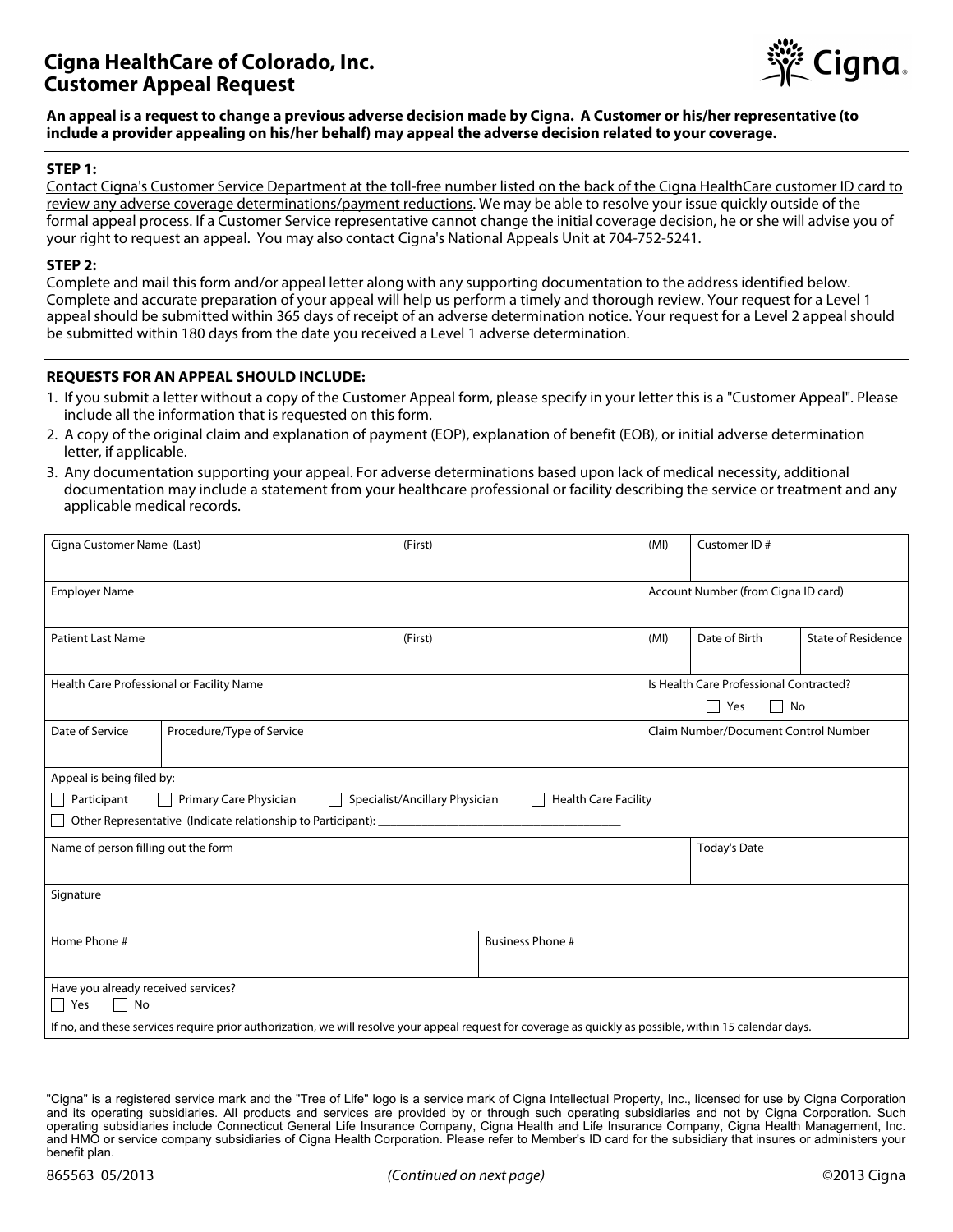# Cigna HealthCare of Colorado, Inc.
# Customer Appeal Request

**An appeal is a request to change a previous adverse decision made by Cigna. A Customer or his/her representative (to include a provider appealing on his/her behalf) may appeal the adverse decision related to your coverage.**

**STEP 1:**

Contact Cigna's Customer Service Department at the toll-free number listed on the back of the Cigna HealthCare customer ID card to review any adverse coverage determinations/payment reductions. We may be able to resolve your issue quickly outside of the formal appeal process. If a Customer Service representative cannot change the initial coverage decision, he or she will advise you of your right to request an appeal. You may also contact Cigna's National Appeals Unit at 704-752-5241.

**STEP 2:**

Complete and mail this form and/or appeal letter along with any supporting documentation to the address identified below. Complete and accurate preparation of your appeal will help us perform a timely and thorough review. Your request for a Level 1 appeal should be submitted within 365 days of receipt of an adverse determination notice. Your request for a Level 2 appeal should be submitted within 180 days from the date you received a Level 1 adverse determination.

**REQUESTS FOR AN APPEAL SHOULD INCLUDE:**

1. If you submit a letter without a copy of the Customer Appeal form, please specify in your letter this is a "Customer Appeal". Please include all the information that is requested on this form.
2. A copy of the original claim and explanation of payment (EOP), explanation of benefit (EOB), or initial adverse determination letter, if applicable.
3. Any documentation supporting your appeal. For adverse determinations based upon lack of medical necessity, additional documentation may include a statement from your healthcare professional or facility describing the service or treatment and any applicable medical records.

| Cigna Customer Name (Last) | (First) | (MI) | Customer ID # | |
|---|---|---|---|---|
| Employer Name | | Account Number (from Cigna ID card) | | |
| Patient Last Name | (First) | (MI) | Date of Birth | State of Residence |
| Health Care Professional or Facility Name | | Is Health Care Professional Contracted? ☐ Yes ☐ No | | |
| Date of Service | Procedure/Type of Service | Claim Number/Document Control Number | | |

Appeal is being filed by:

☐ Participant ☐ Primary Care Physician ☐ Specialist/Ancillary Physician ☐ Health Care Facility

☐ Other Representative (Indicate relationship to Participant): ______________________________

| Name of person filling out the form | Today's Date |
|---|---|
| Signature | |
| Home Phone # | Business Phone # |

Have you already received services?

☐ Yes ☐ No

If no, and these services require prior authorization, we will resolve your appeal request for coverage as quickly as possible, within 15 calendar days.

"Cigna" is a registered service mark and the "Tree of Life" logo is a service mark of Cigna Intellectual Property, Inc., licensed for use by Cigna Corporation and its operating subsidiaries. All products and services are provided by or through such operating subsidiaries and not by Cigna Corporation. Such operating subsidiaries include Connecticut General Life Insurance Company, Cigna Health and Life Insurance Company, Cigna Health Management, Inc. and HMO or service company subsidiaries of Cigna Health Corporation. Please refer to Member's ID card for the subsidiary that insures or administers your benefit plan.

865563 05/2013 *(Continued on next page)* ©2013 Cigna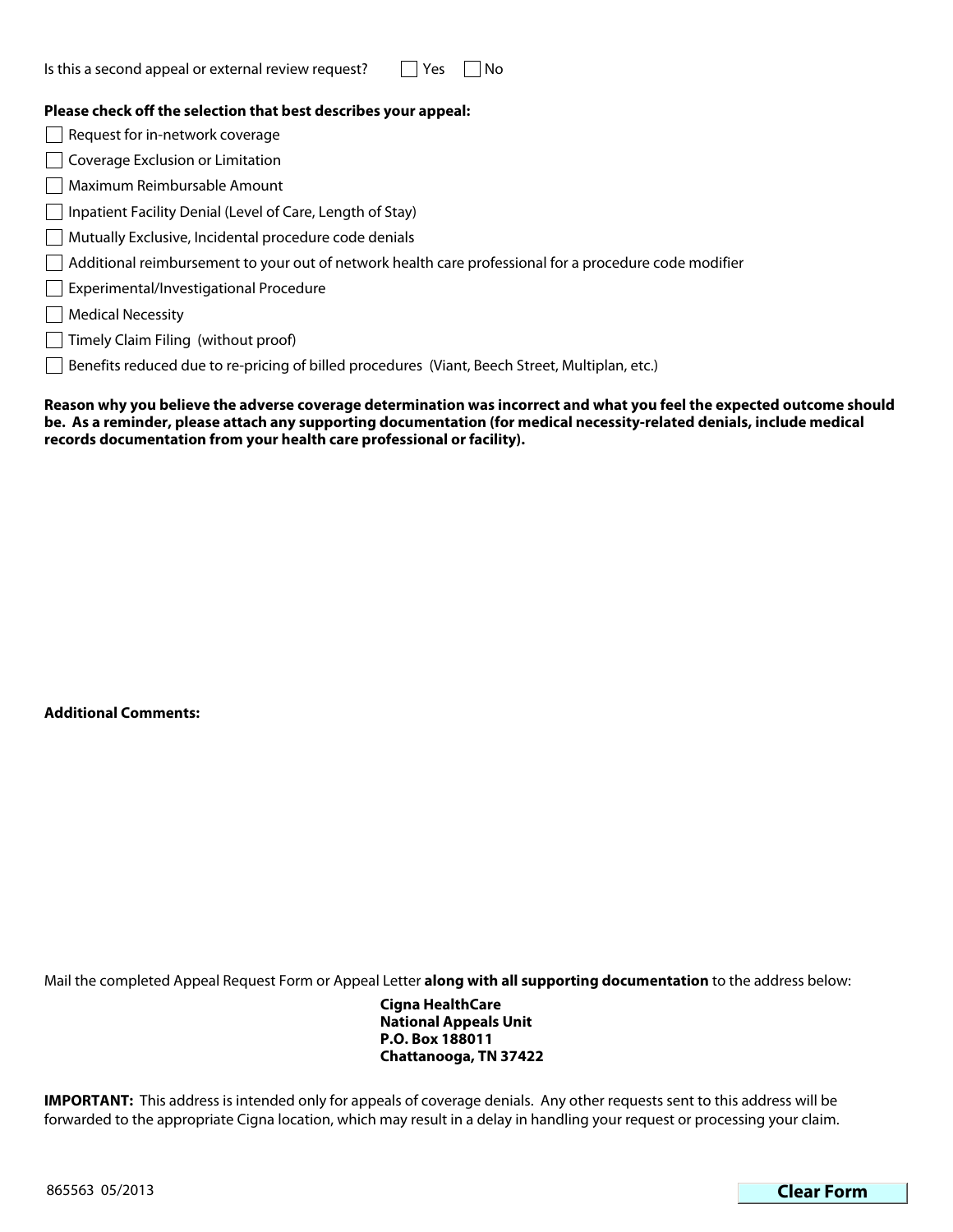Is this a second appeal or external review request? ☐ Yes ☐ No

**Please check off the selection that best describes your appeal:**

- ☐ Request for in-network coverage
- ☐ Coverage Exclusion or Limitation
- ☐ Maximum Reimbursable Amount
- ☐ Inpatient Facility Denial (Level of Care, Length of Stay)
- ☐ Mutually Exclusive, Incidental procedure code denials
- ☐ Additional reimbursement to your out of network health care professional for a procedure code modifier
- ☐ Experimental/Investigational Procedure
- ☐ Medical Necessity
- ☐ Timely Claim Filing (without proof)
- ☐ Benefits reduced due to re-pricing of billed procedures (Viant, Beech Street, Multiplan, etc.)

**Reason why you believe the adverse coverage determination was incorrect and what you feel the expected outcome should be. As a reminder, please attach any supporting documentation (for medical necessity-related denials, include medical records documentation from your health care professional or facility).**

**Additional Comments:**

Mail the completed Appeal Request Form or Appeal Letter **along with all supporting documentation** to the address below:

**Cigna HealthCare**
**National Appeals Unit**
**P.O. Box 188011**
**Chattanooga, TN 37422**

**IMPORTANT:** This address is intended only for appeals of coverage denials. Any other requests sent to this address will be forwarded to the appropriate Cigna location, which may result in a delay in handling your request or processing your claim.

865563 05/2013

Clear Form